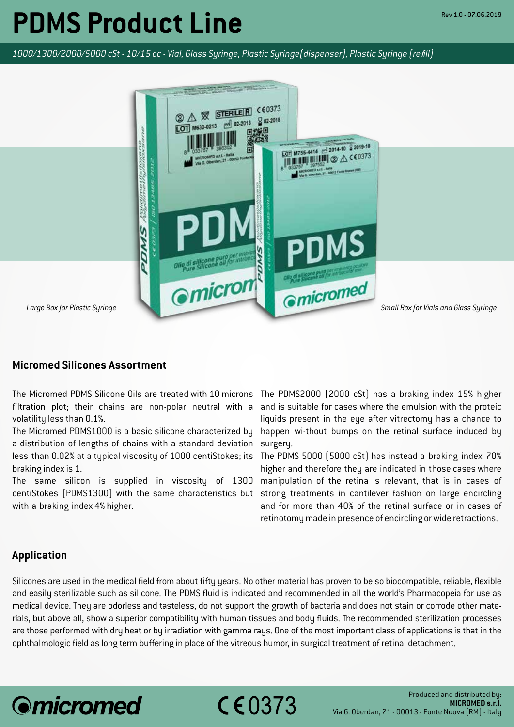# PDMS Product Line

*1000/1300/2000/5000 cSt - 10/15 cc - Vial, Glass Syringe, Plastic Syringe(dispenser), Plastic Syringe (refill)*

*Large Box for Plastic Syringe*

*Small Box for Vials and Glass Syringe*

## Micromed Silicones Assortment

The Micromed PDMS Silicone Oils are treated with 10 microns filtration plot; their chains are non-polar neutral with a volatility less than 0.1%.
The Micromed PDMS1000 is a basic silicone characterized by a distribution of lengths of chains with a standard deviation less than 0.02% at a typical viscosity of 1000 centiStokes; its braking index is 1.
The same silicon is supplied in viscosity of 1300 centiStokes (PDMS1300) with the same characteristics but with a braking index 4% higher.
The PDMS2000 (2000 cSt) has a braking index 15% higher and is suitable for cases where the emulsion with the proteic liquids present in the eye after vitrectomy has a chance to happen wi-thout bumps on the retinal surface induced by surgery.
The PDMS 5000 (5000 cSt) has instead a braking index 70% higher and therefore they are indicated in those cases where manipulation of the retina is relevant, that is in cases of strong treatments in cantilever fashion on large encircling and for more than 40% of the retinal surface or in cases of retinotomy made in presence of encircling or wide retractions.

## Application

Silicones are used in the medical field from about fifty years. No other material has proven to be so biocompatible, reliable, flexible and easily sterilizable such as silicone. The PDMS fluid is indicated and recommended in all the world's Pharmacopeia for use as medical device. They are odorless and tasteless, do not support the growth of bacteria and does not stain or corrode other materials, but above all, show a superior compatibility with human tissues and body fluids. The recommended sterilization processes are those performed with dry heat or by irradiation with gamma rays. One of the most important class of applications is that in the ophthalmologic field as long term buffering in place of the vitreous humor, in surgical treatment of retinal detachment.

micromed CE 0373

Produced and distributed by:
**MICROMED s.r.l.**
Via G. Oberdan, 21 - 00013 - Fonte Nuova (RM) - Italy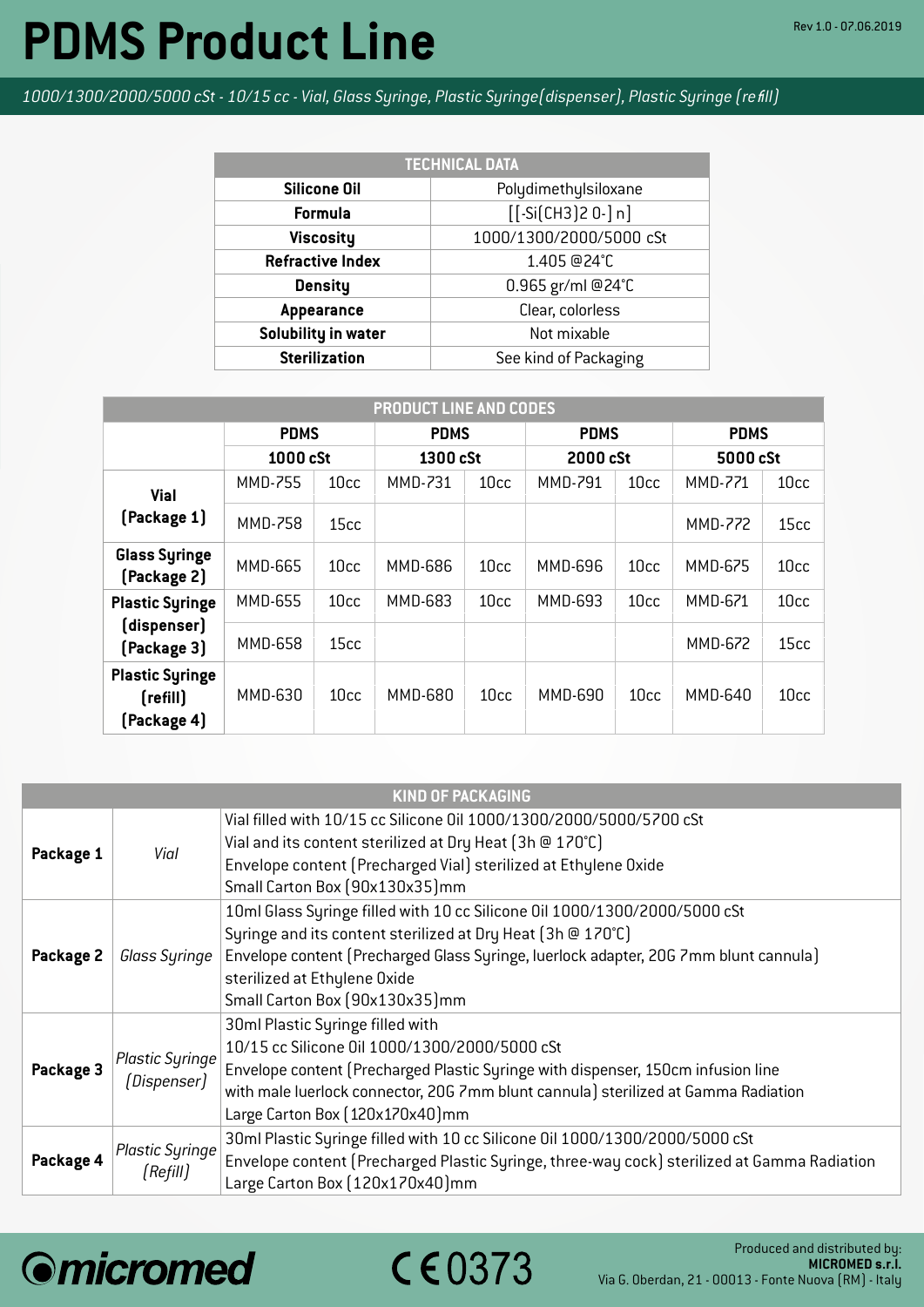# PDMS Product Line

Rev 1.0 - 07.06.2019

*1000/1300/2000/5000 cSt - 10/15 cc - Vial, Glass Syringe, Plastic Syringe(dispenser), Plastic Syringe (refill)*

| TECHNICAL DATA | |
|---|---|
| **Silicone Oil** | Polydimethylsiloxane |
| **Formula** | [[-Si(CH3)2 O-] n] |
| **Viscosity** | 1000/1300/2000/5000 cSt |
| **Refractive Index** | 1.405 @24°C |
| **Density** | 0.965 gr/ml @24°C |
| **Appearance** | Clear, colorless |
| **Solubility in water** | Not mixable |
| **Sterilization** | See kind of Packaging |

**PRODUCT LINE AND CODES**

| | PDMS 1000 cSt | | PDMS 1300 cSt | | PDMS 2000 cSt | | PDMS 5000 cSt | |
|---|---|---|---|---|---|---|---|---|
| **Vial (Package 1)** | MMD-755 | 10cc | MMD-731 | 10cc | MMD-791 | 10cc | MMD-771 | 10cc |
| | MMD-758 | 15cc | | | | | MMD-772 | 15cc |
| **Glass Syringe (Package 2)** | MMD-665 | 10cc | MMD-686 | 10cc | MMD-696 | 10cc | MMD-675 | 10cc |
| **Plastic Syringe (dispenser) (Package 3)** | MMD-655 | 10cc | MMD-683 | 10cc | MMD-693 | 10cc | MMD-671 | 10cc |
| | MMD-658 | 15cc | | | | | MMD-672 | 15cc |
| **Plastic Syringe (refill) (Package 4)** | MMD-630 | 10cc | MMD-680 | 10cc | MMD-690 | 10cc | MMD-640 | 10cc |

**KIND OF PACKAGING**

| | | |
|---|---|---|
| **Package 1** | *Vial* | Vial filled with 10/15 cc Silicone Oil 1000/1300/2000/5000/5700 cSt<br>Vial and its content sterilized at Dry Heat (3h @ 170°C)<br>Envelope content (Precharged Vial) sterilized at Ethylene Oxide<br>Small Carton Box (90x130x35)mm |
| **Package 2** | *Glass Syringe* | 10ml Glass Syringe filled with 10 cc Silicone Oil 1000/1300/2000/5000 cSt<br>Syringe and its content sterilized at Dry Heat (3h @ 170°C)<br>Envelope content (Precharged Glass Syringe, luerlock adapter, 20G 7mm blunt cannula) sterilized at Ethylene Oxide<br>Small Carton Box (90x130x35)mm |
| **Package 3** | *Plastic Syringe (Dispenser)* | 30ml Plastic Syringe filled with<br>10/15 cc Silicone Oil 1000/1300/2000/5000 cSt<br>Envelope content (Precharged Plastic Syringe with dispenser, 150cm infusion line with male luerlock connector, 20G 7mm blunt cannula) sterilized at Gamma Radiation<br>Large Carton Box (120x170x40)mm |
| **Package 4** | *Plastic Syringe (Refill)* | 30ml Plastic Syringe filled with 10 cc Silicone Oil 1000/1300/2000/5000 cSt<br>Envelope content (Precharged Plastic Syringe, three-way cock) sterilized at Gamma Radiation<br>Large Carton Box (120x170x40)mm |

micromed

CE 0373

Produced and distributed by:
**MICROMED s.r.l.**
Via G. Oberdan, 21 - 00013 - Fonte Nuova (RM) - Italy